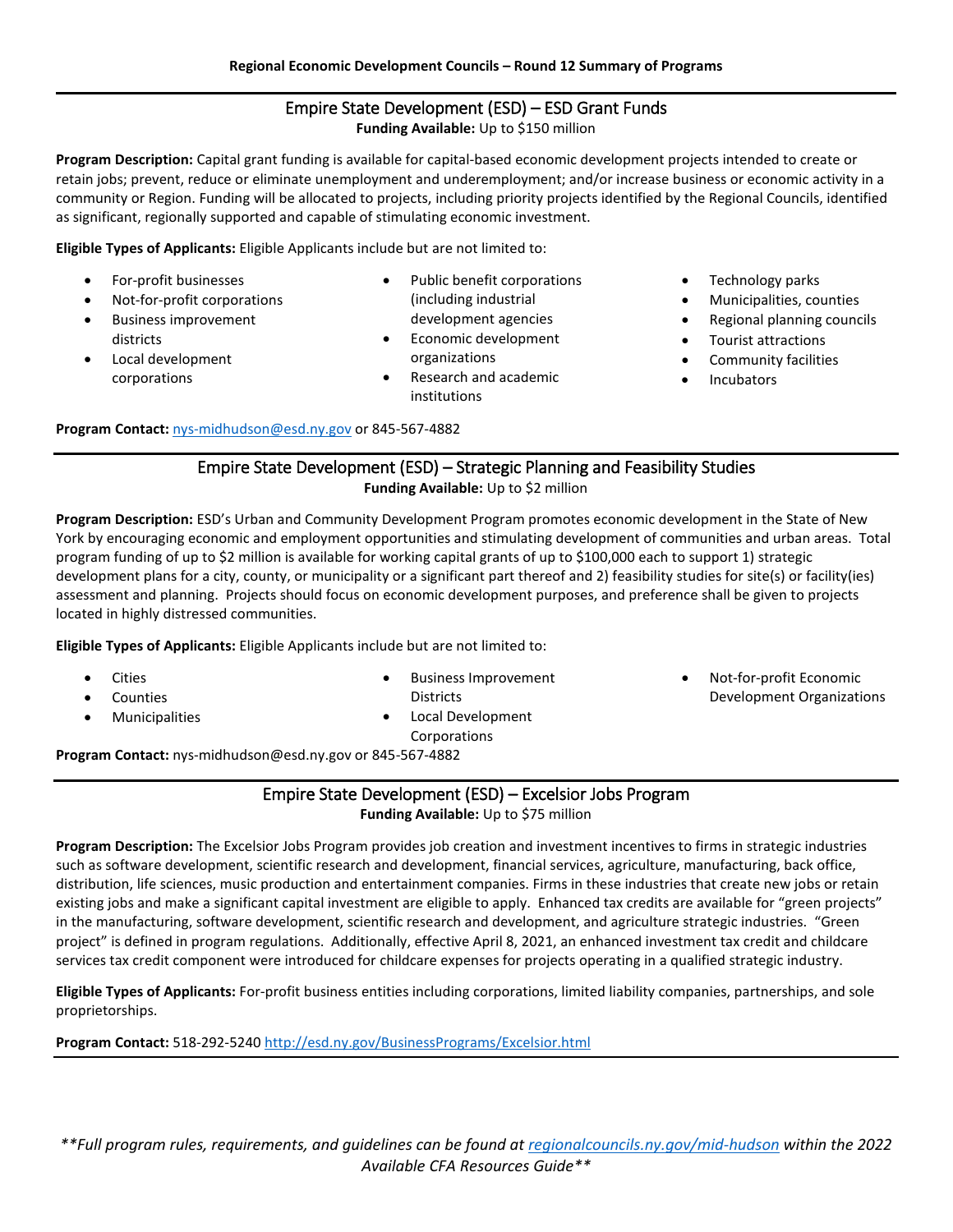**Regional Economic Development Councils – Round 12 Summary of Programs**

---

## Empire State Development (ESD) – ESD Grant Funds

**Funding Available:** Up to $150 million

**Program Description:** Capital grant funding is available for capital-based economic development projects intended to create or retain jobs; prevent, reduce or eliminate unemployment and underemployment; and/or increase business or economic activity in a community or Region. Funding will be allocated to projects, including priority projects identified by the Regional Councils, identified as significant, regionally supported and capable of stimulating economic investment.

**Eligible Types of Applicants:** Eligible Applicants include but are not limited to:

- For-profit businesses
- Not-for-profit corporations
- Business improvement districts
- Local development corporations
- Public benefit corporations (including industrial development agencies
- Economic development organizations
- Research and academic institutions
- Technology parks
- Municipalities, counties
- Regional planning councils
- Tourist attractions
- Community facilities
- Incubators

**Program Contact:** nys-midhudson@esd.ny.gov or 845-567-4882

---

## Empire State Development (ESD) – Strategic Planning and Feasibility Studies

**Funding Available:** Up to $2 million

**Program Description:** ESD's Urban and Community Development Program promotes economic development in the State of New York by encouraging economic and employment opportunities and stimulating development of communities and urban areas. Total program funding of up to $2 million is available for working capital grants of up to $100,000 each to support 1) strategic development plans for a city, county, or municipality or a significant part thereof and 2) feasibility studies for site(s) or facility(ies) assessment and planning. Projects should focus on economic development purposes, and preference shall be given to projects located in highly distressed communities.

**Eligible Types of Applicants:** Eligible Applicants include but are not limited to:

- Cities
- Counties
- Municipalities
- Business Improvement Districts
- Local Development Corporations
- Not-for-profit Economic Development Organizations

**Program Contact:** nys-midhudson@esd.ny.gov or 845-567-4882

---

## Empire State Development (ESD) – Excelsior Jobs Program

**Funding Available:** Up to $75 million

**Program Description:** The Excelsior Jobs Program provides job creation and investment incentives to firms in strategic industries such as software development, scientific research and development, financial services, agriculture, manufacturing, back office, distribution, life sciences, music production and entertainment companies. Firms in these industries that create new jobs or retain existing jobs and make a significant capital investment are eligible to apply. Enhanced tax credits are available for "green projects" in the manufacturing, software development, scientific research and development, and agriculture strategic industries. "Green project" is defined in program regulations. Additionally, effective April 8, 2021, an enhanced investment tax credit and childcare services tax credit component were introduced for childcare expenses for projects operating in a qualified strategic industry.

**Eligible Types of Applicants:** For-profit business entities including corporations, limited liability companies, partnerships, and sole proprietorships.

**Program Contact:** 518-292-5240 http://esd.ny.gov/BusinessPrograms/Excelsior.html

---

*\*\*Full program rules, requirements, and guidelines can be found at regionalcouncils.ny.gov/mid-hudson within the 2022 Available CFA Resources Guide\*\**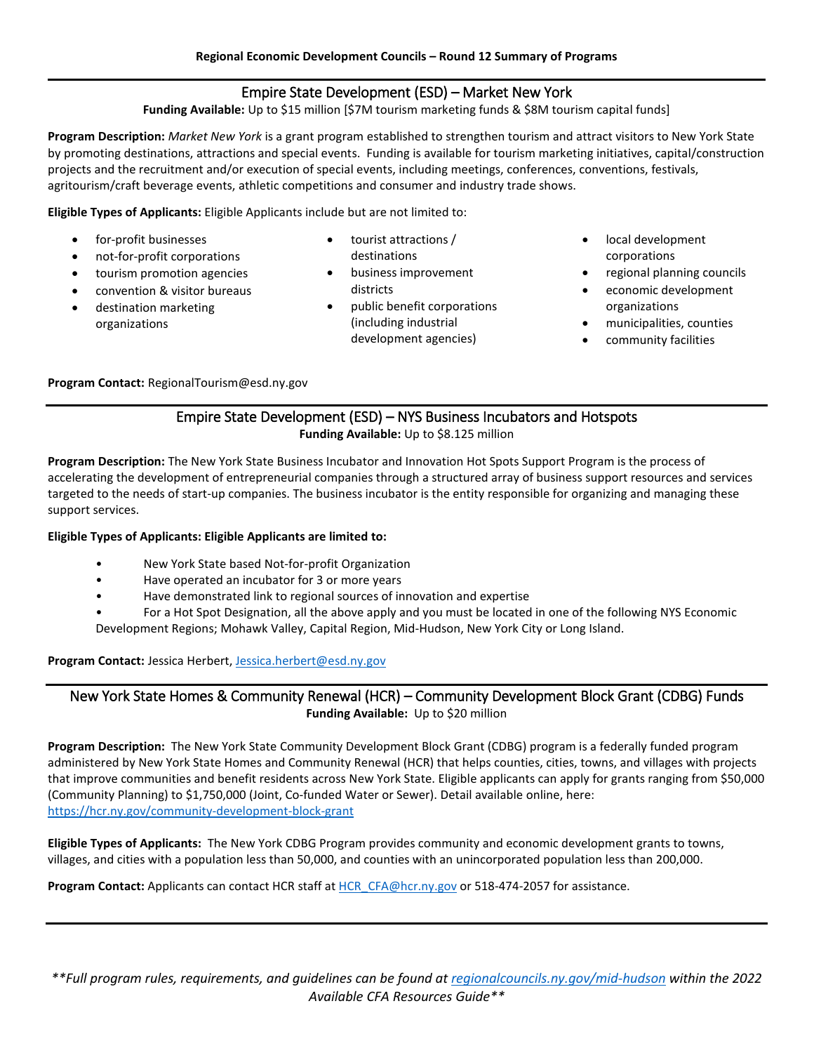**Regional Economic Development Councils – Round 12 Summary of Programs**

## Empire State Development (ESD) – Market New York

**Funding Available:** Up to $15 million [$7M tourism marketing funds & $8M tourism capital funds]

**Program Description:** *Market New York* is a grant program established to strengthen tourism and attract visitors to New York State by promoting destinations, attractions and special events. Funding is available for tourism marketing initiatives, capital/construction projects and the recruitment and/or execution of special events, including meetings, conferences, conventions, festivals, agritourism/craft beverage events, athletic competitions and consumer and industry trade shows.

**Eligible Types of Applicants:** Eligible Applicants include but are not limited to:

- for-profit businesses
- not-for-profit corporations
- tourism promotion agencies
- convention & visitor bureaus
- destination marketing organizations
- tourist attractions / destinations
- business improvement districts
- public benefit corporations (including industrial development agencies)
- local development corporations
- regional planning councils
- economic development organizations
- municipalities, counties
- community facilities

**Program Contact:** RegionalTourism@esd.ny.gov

## Empire State Development (ESD) – NYS Business Incubators and Hotspots

**Funding Available:** Up to $8.125 million

**Program Description:** The New York State Business Incubator and Innovation Hot Spots Support Program is the process of accelerating the development of entrepreneurial companies through a structured array of business support resources and services targeted to the needs of start-up companies. The business incubator is the entity responsible for organizing and managing these support services.

**Eligible Types of Applicants: Eligible Applicants are limited to:**

- New York State based Not-for-profit Organization
- Have operated an incubator for 3 or more years
- Have demonstrated link to regional sources of innovation and expertise
- For a Hot Spot Designation, all the above apply and you must be located in one of the following NYS Economic Development Regions; Mohawk Valley, Capital Region, Mid-Hudson, New York City or Long Island.

**Program Contact:** Jessica Herbert, Jessica.herbert@esd.ny.gov

## New York State Homes & Community Renewal (HCR) – Community Development Block Grant (CDBG) Funds

**Funding Available:** Up to $20 million

**Program Description:** The New York State Community Development Block Grant (CDBG) program is a federally funded program administered by New York State Homes and Community Renewal (HCR) that helps counties, cities, towns, and villages with projects that improve communities and benefit residents across New York State. Eligible applicants can apply for grants ranging from $50,000 (Community Planning) to $1,750,000 (Joint, Co-funded Water or Sewer). Detail available online, here: https://hcr.ny.gov/community-development-block-grant

**Eligible Types of Applicants:** The New York CDBG Program provides community and economic development grants to towns, villages, and cities with a population less than 50,000, and counties with an unincorporated population less than 200,000.

**Program Contact:** Applicants can contact HCR staff at HCR_CFA@hcr.ny.gov or 518-474-2057 for assistance.

*\*\*Full program rules, requirements, and guidelines can be found at regionalcouncils.ny.gov/mid-hudson within the 2022 Available CFA Resources Guide\*\**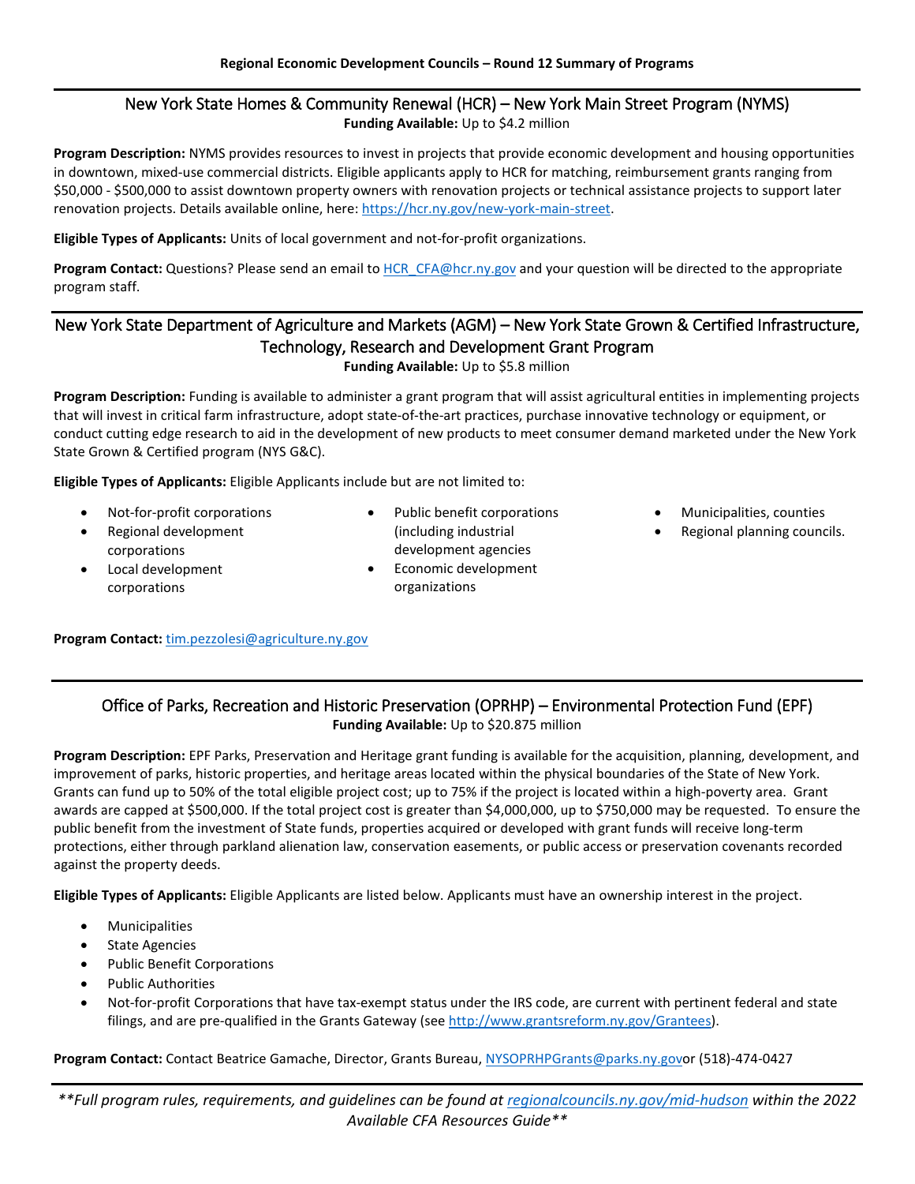## New York State Homes & Community Renewal (HCR) – New York Main Street Program (NYMS)

**Funding Available:** Up to $4.2 million

**Program Description:** NYMS provides resources to invest in projects that provide economic development and housing opportunities in downtown, mixed-use commercial districts. Eligible applicants apply to HCR for matching, reimbursement grants ranging from $50,000 - $500,000 to assist downtown property owners with renovation projects or technical assistance projects to support later renovation projects. Details available online, here: https://hcr.ny.gov/new-york-main-street.

**Eligible Types of Applicants:** Units of local government and not-for-profit organizations.

**Program Contact:** Questions? Please send an email to HCR_CFA@hcr.ny.gov and your question will be directed to the appropriate program staff.

## New York State Department of Agriculture and Markets (AGM) – New York State Grown & Certified Infrastructure, Technology, Research and Development Grant Program

**Funding Available:** Up to $5.8 million

**Program Description:** Funding is available to administer a grant program that will assist agricultural entities in implementing projects that will invest in critical farm infrastructure, adopt state-of-the-art practices, purchase innovative technology or equipment, or conduct cutting edge research to aid in the development of new products to meet consumer demand marketed under the New York State Grown & Certified program (NYS G&C).

**Eligible Types of Applicants:** Eligible Applicants include but are not limited to:

- Not-for-profit corporations
- Regional development corporations
- Local development corporations
- Public benefit corporations (including industrial development agencies
- Economic development organizations
- Municipalities, counties
- Regional planning councils.

**Program Contact:** tim.pezzolesi@agriculture.ny.gov

## Office of Parks, Recreation and Historic Preservation (OPRHP) – Environmental Protection Fund (EPF)

**Funding Available:** Up to $20.875 million

**Program Description:** EPF Parks, Preservation and Heritage grant funding is available for the acquisition, planning, development, and improvement of parks, historic properties, and heritage areas located within the physical boundaries of the State of New York. Grants can fund up to 50% of the total eligible project cost; up to 75% if the project is located within a high-poverty area. Grant awards are capped at $500,000. If the total project cost is greater than $4,000,000, up to $750,000 may be requested. To ensure the public benefit from the investment of State funds, properties acquired or developed with grant funds will receive long-term protections, either through parkland alienation law, conservation easements, or public access or preservation covenants recorded against the property deeds.

**Eligible Types of Applicants:** Eligible Applicants are listed below. Applicants must have an ownership interest in the project.

- Municipalities
- State Agencies
- Public Benefit Corporations
- Public Authorities
- Not-for-profit Corporations that have tax-exempt status under the IRS code, are current with pertinent federal and state filings, and are pre-qualified in the Grants Gateway (see http://www.grantsreform.ny.gov/Grantees).

**Program Contact:** Contact Beatrice Gamache, Director, Grants Bureau, NYSOPRHPGrants@parks.ny.govor (518)-474-0427

*\*\*Full program rules, requirements, and guidelines can be found at regionalcouncils.ny.gov/mid-hudson within the 2022 Available CFA Resources Guide\*\**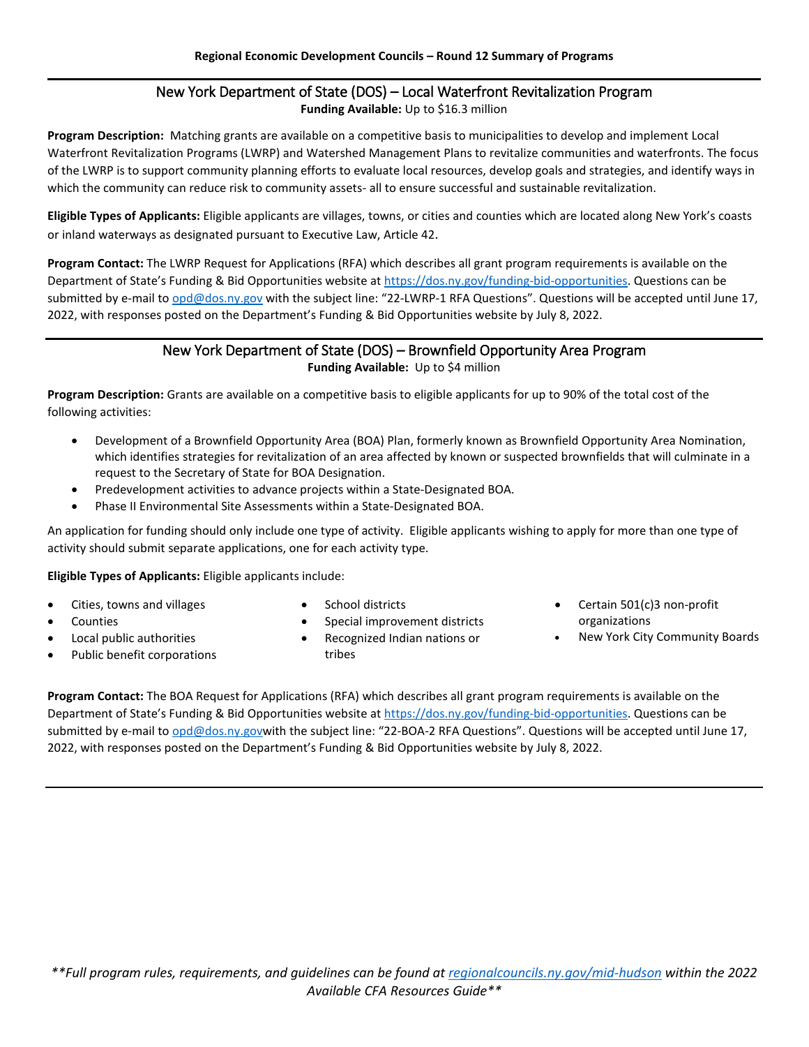## New York Department of State (DOS) – Local Waterfront Revitalization Program

**Funding Available:** Up to $16.3 million

**Program Description:** Matching grants are available on a competitive basis to municipalities to develop and implement Local Waterfront Revitalization Programs (LWRP) and Watershed Management Plans to revitalize communities and waterfronts. The focus of the LWRP is to support community planning efforts to evaluate local resources, develop goals and strategies, and identify ways in which the community can reduce risk to community assets- all to ensure successful and sustainable revitalization.

**Eligible Types of Applicants:** Eligible applicants are villages, towns, or cities and counties which are located along New York's coasts or inland waterways as designated pursuant to Executive Law, Article 42.

**Program Contact:** The LWRP Request for Applications (RFA) which describes all grant program requirements is available on the Department of State's Funding & Bid Opportunities website at https://dos.ny.gov/funding-bid-opportunities. Questions can be submitted by e-mail to opd@dos.ny.gov with the subject line: "22-LWRP-1 RFA Questions". Questions will be accepted until June 17, 2022, with responses posted on the Department's Funding & Bid Opportunities website by July 8, 2022.

## New York Department of State (DOS) – Brownfield Opportunity Area Program

**Funding Available:** Up to $4 million

**Program Description:** Grants are available on a competitive basis to eligible applicants for up to 90% of the total cost of the following activities:

- Development of a Brownfield Opportunity Area (BOA) Plan, formerly known as Brownfield Opportunity Area Nomination, which identifies strategies for revitalization of an area affected by known or suspected brownfields that will culminate in a request to the Secretary of State for BOA Designation.
- Predevelopment activities to advance projects within a State-Designated BOA.
- Phase II Environmental Site Assessments within a State-Designated BOA.

An application for funding should only include one type of activity. Eligible applicants wishing to apply for more than one type of activity should submit separate applications, one for each activity type.

**Eligible Types of Applicants:** Eligible applicants include:

- Cities, towns and villages
- Counties
- Local public authorities
- Public benefit corporations
- School districts
- Special improvement districts
- Recognized Indian nations or tribes
- Certain 501(c)3 non-profit organizations
- New York City Community Boards

**Program Contact:** The BOA Request for Applications (RFA) which describes all grant program requirements is available on the Department of State's Funding & Bid Opportunities website at https://dos.ny.gov/funding-bid-opportunities. Questions can be submitted by e-mail to opd@dos.ny.govwith the subject line: "22-BOA-2 RFA Questions". Questions will be accepted until June 17, 2022, with responses posted on the Department's Funding & Bid Opportunities website by July 8, 2022.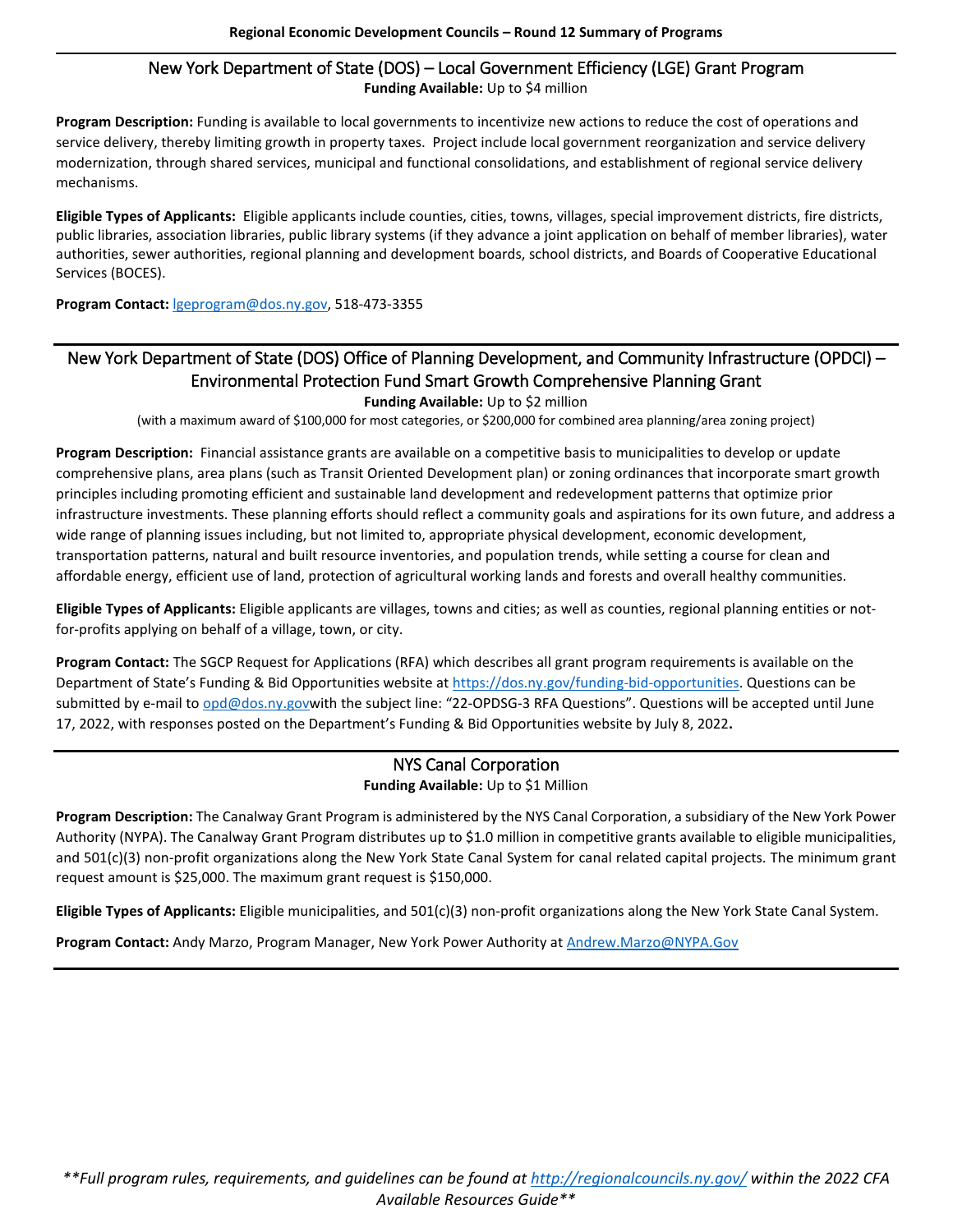## New York Department of State (DOS) – Local Government Efficiency (LGE) Grant Program

**Funding Available:** Up to $4 million

**Program Description:** Funding is available to local governments to incentivize new actions to reduce the cost of operations and service delivery, thereby limiting growth in property taxes. Project include local government reorganization and service delivery modernization, through shared services, municipal and functional consolidations, and establishment of regional service delivery mechanisms.

**Eligible Types of Applicants:** Eligible applicants include counties, cities, towns, villages, special improvement districts, fire districts, public libraries, association libraries, public library systems (if they advance a joint application on behalf of member libraries), water authorities, sewer authorities, regional planning and development boards, school districts, and Boards of Cooperative Educational Services (BOCES).

**Program Contact:** lgeprogram@dos.ny.gov, 518-473-3355

## New York Department of State (DOS) Office of Planning Development, and Community Infrastructure (OPDCI) – Environmental Protection Fund Smart Growth Comprehensive Planning Grant

**Funding Available:** Up to $2 million

(with a maximum award of $100,000 for most categories, or $200,000 for combined area planning/area zoning project)

**Program Description:** Financial assistance grants are available on a competitive basis to municipalities to develop or update comprehensive plans, area plans (such as Transit Oriented Development plan) or zoning ordinances that incorporate smart growth principles including promoting efficient and sustainable land development and redevelopment patterns that optimize prior infrastructure investments. These planning efforts should reflect a community goals and aspirations for its own future, and address a wide range of planning issues including, but not limited to, appropriate physical development, economic development, transportation patterns, natural and built resource inventories, and population trends, while setting a course for clean and affordable energy, efficient use of land, protection of agricultural working lands and forests and overall healthy communities.

**Eligible Types of Applicants:** Eligible applicants are villages, towns and cities; as well as counties, regional planning entities or not-for-profits applying on behalf of a village, town, or city.

**Program Contact:** The SGCP Request for Applications (RFA) which describes all grant program requirements is available on the Department of State's Funding & Bid Opportunities website at https://dos.ny.gov/funding-bid-opportunities. Questions can be submitted by e-mail to opd@dos.ny.govwith the subject line: "22-OPDSG-3 RFA Questions". Questions will be accepted until June 17, 2022, with responses posted on the Department's Funding & Bid Opportunities website by July 8, 2022**.**

## NYS Canal Corporation

**Funding Available:** Up to $1 Million

**Program Description:** The Canalway Grant Program is administered by the NYS Canal Corporation, a subsidiary of the New York Power Authority (NYPA). The Canalway Grant Program distributes up to $1.0 million in competitive grants available to eligible municipalities, and 501(c)(3) non-profit organizations along the New York State Canal System for canal related capital projects. The minimum grant request amount is $25,000. The maximum grant request is $150,000.

**Eligible Types of Applicants:** Eligible municipalities, and 501(c)(3) non-profit organizations along the New York State Canal System.

**Program Contact:** Andy Marzo, Program Manager, New York Power Authority at Andrew.Marzo@NYPA.Gov

*\*\*Full program rules, requirements, and guidelines can be found at http://regionalcouncils.ny.gov/ within the 2022 CFA Available Resources Guide\*\**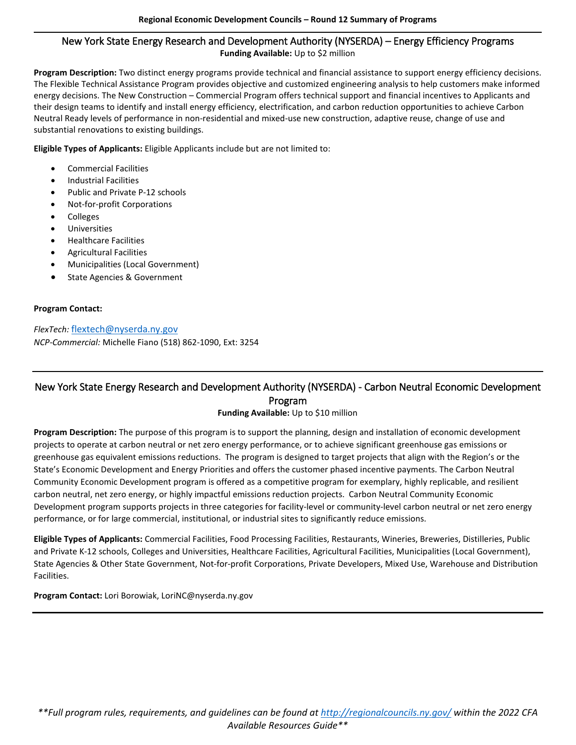## New York State Energy Research and Development Authority (NYSERDA) – Energy Efficiency Programs

**Funding Available:** Up to $2 million

**Program Description:** Two distinct energy programs provide technical and financial assistance to support energy efficiency decisions. The Flexible Technical Assistance Program provides objective and customized engineering analysis to help customers make informed energy decisions. The New Construction – Commercial Program offers technical support and financial incentives to Applicants and their design teams to identify and install energy efficiency, electrification, and carbon reduction opportunities to achieve Carbon Neutral Ready levels of performance in non-residential and mixed-use new construction, adaptive reuse, change of use and substantial renovations to existing buildings.

**Eligible Types of Applicants:** Eligible Applicants include but are not limited to:

- Commercial Facilities
- Industrial Facilities
- Public and Private P-12 schools
- Not-for-profit Corporations
- Colleges
- Universities
- Healthcare Facilities
- Agricultural Facilities
- Municipalities (Local Government)
- State Agencies & Government

**Program Contact:**

*FlexTech:* flextech@nyserda.ny.gov
*NCP-Commercial:* Michelle Fiano (518) 862-1090, Ext: 3254

## New York State Energy Research and Development Authority (NYSERDA) - Carbon Neutral Economic Development Program

**Funding Available:** Up to $10 million

**Program Description:** The purpose of this program is to support the planning, design and installation of economic development projects to operate at carbon neutral or net zero energy performance, or to achieve significant greenhouse gas emissions or greenhouse gas equivalent emissions reductions. The program is designed to target projects that align with the Region's or the State's Economic Development and Energy Priorities and offers the customer phased incentive payments. The Carbon Neutral Community Economic Development program is offered as a competitive program for exemplary, highly replicable, and resilient carbon neutral, net zero energy, or highly impactful emissions reduction projects. Carbon Neutral Community Economic Development program supports projects in three categories for facility-level or community-level carbon neutral or net zero energy performance, or for large commercial, institutional, or industrial sites to significantly reduce emissions.

**Eligible Types of Applicants:** Commercial Facilities, Food Processing Facilities, Restaurants, Wineries, Breweries, Distilleries, Public and Private K-12 schools, Colleges and Universities, Healthcare Facilities, Agricultural Facilities, Municipalities (Local Government), State Agencies & Other State Government, Not-for-profit Corporations, Private Developers, Mixed Use, Warehouse and Distribution Facilities.

**Program Contact:** Lori Borowiak, LoriNC@nyserda.ny.gov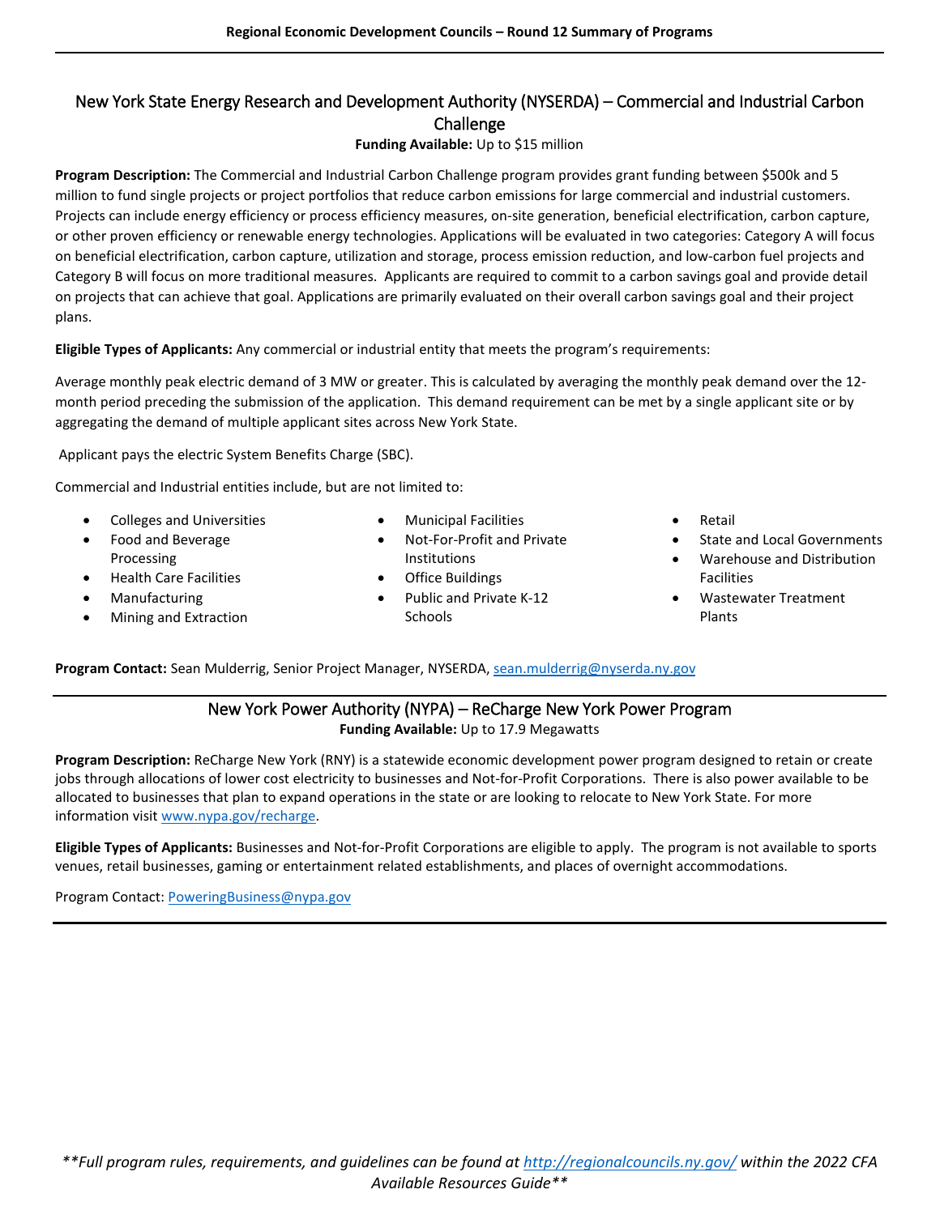## New York State Energy Research and Development Authority (NYSERDA) – Commercial and Industrial Carbon Challenge

**Funding Available:** Up to $15 million

**Program Description:** The Commercial and Industrial Carbon Challenge program provides grant funding between $500k and 5 million to fund single projects or project portfolios that reduce carbon emissions for large commercial and industrial customers. Projects can include energy efficiency or process efficiency measures, on-site generation, beneficial electrification, carbon capture, or other proven efficiency or renewable energy technologies. Applications will be evaluated in two categories: Category A will focus on beneficial electrification, carbon capture, utilization and storage, process emission reduction, and low-carbon fuel projects and Category B will focus on more traditional measures. Applicants are required to commit to a carbon savings goal and provide detail on projects that can achieve that goal. Applications are primarily evaluated on their overall carbon savings goal and their project plans.

**Eligible Types of Applicants:** Any commercial or industrial entity that meets the program's requirements:

Average monthly peak electric demand of 3 MW or greater. This is calculated by averaging the monthly peak demand over the 12-month period preceding the submission of the application. This demand requirement can be met by a single applicant site or by aggregating the demand of multiple applicant sites across New York State.

Applicant pays the electric System Benefits Charge (SBC).

Commercial and Industrial entities include, but are not limited to:

- Colleges and Universities
- Food and Beverage Processing
- Health Care Facilities
- Manufacturing
- Mining and Extraction
- Municipal Facilities
- Not-For-Profit and Private Institutions
- Office Buildings
- Public and Private K-12 Schools
- Retail
- State and Local Governments
- Warehouse and Distribution Facilities
- Wastewater Treatment Plants

**Program Contact:** Sean Mulderrig, Senior Project Manager, NYSERDA, sean.mulderrig@nyserda.ny.gov

## New York Power Authority (NYPA) – ReCharge New York Power Program

**Funding Available:** Up to 17.9 Megawatts

**Program Description:** ReCharge New York (RNY) is a statewide economic development power program designed to retain or create jobs through allocations of lower cost electricity to businesses and Not-for-Profit Corporations. There is also power available to be allocated to businesses that plan to expand operations in the state or are looking to relocate to New York State. For more information visit www.nypa.gov/recharge.

**Eligible Types of Applicants:** Businesses and Not-for-Profit Corporations are eligible to apply. The program is not available to sports venues, retail businesses, gaming or entertainment related establishments, and places of overnight accommodations.

Program Contact: PoweringBusiness@nypa.gov

*\*\*Full program rules, requirements, and guidelines can be found at http://regionalcouncils.ny.gov/ within the 2022 CFA Available Resources Guide\*\**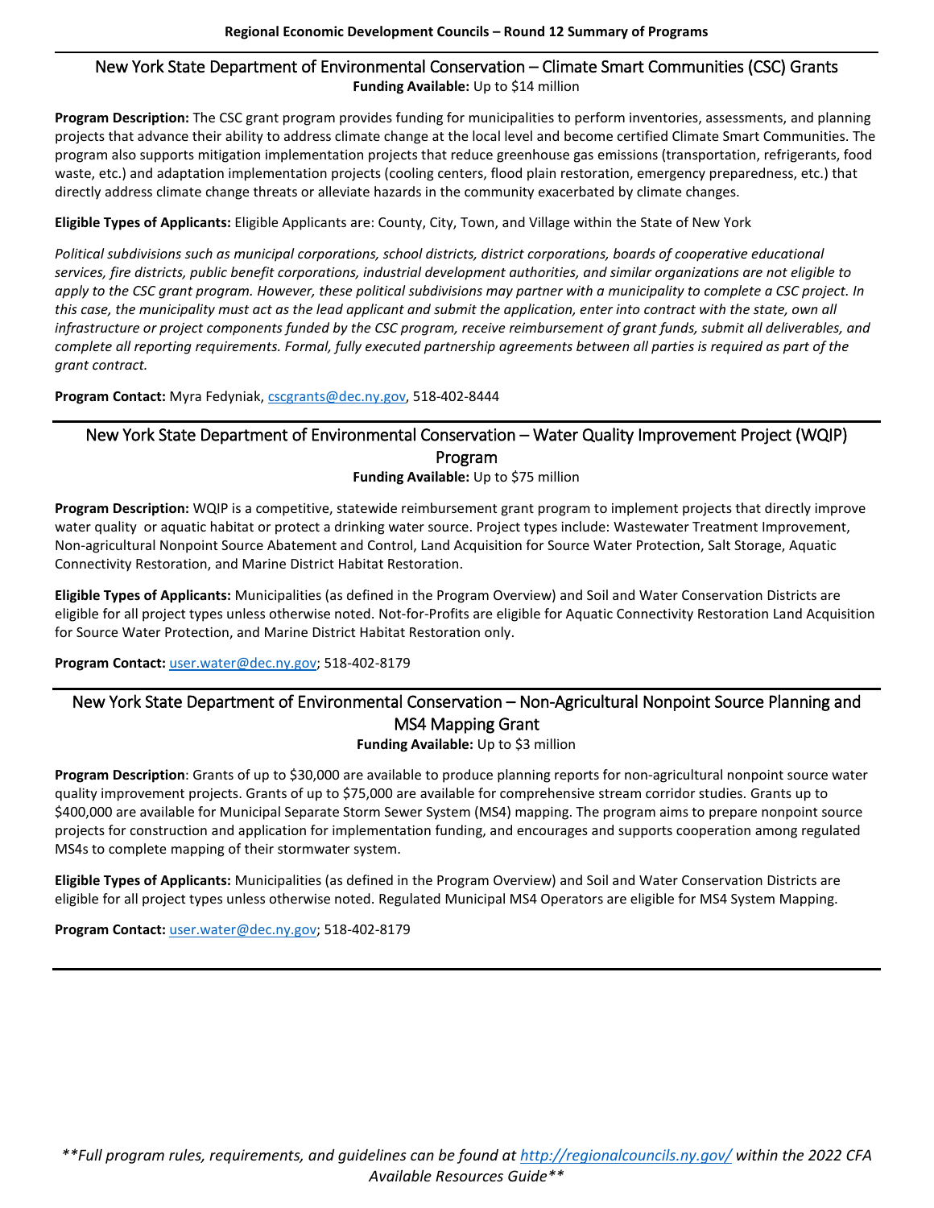## New York State Department of Environmental Conservation – Climate Smart Communities (CSC) Grants

**Funding Available:** Up to $14 million

**Program Description:** The CSC grant program provides funding for municipalities to perform inventories, assessments, and planning projects that advance their ability to address climate change at the local level and become certified Climate Smart Communities. The program also supports mitigation implementation projects that reduce greenhouse gas emissions (transportation, refrigerants, food waste, etc.) and adaptation implementation projects (cooling centers, flood plain restoration, emergency preparedness, etc.) that directly address climate change threats or alleviate hazards in the community exacerbated by climate changes.

**Eligible Types of Applicants:** Eligible Applicants are: County, City, Town, and Village within the State of New York

*Political subdivisions such as municipal corporations, school districts, district corporations, boards of cooperative educational services, fire districts, public benefit corporations, industrial development authorities, and similar organizations are not eligible to apply to the CSC grant program. However, these political subdivisions may partner with a municipality to complete a CSC project. In this case, the municipality must act as the lead applicant and submit the application, enter into contract with the state, own all infrastructure or project components funded by the CSC program, receive reimbursement of grant funds, submit all deliverables, and complete all reporting requirements. Formal, fully executed partnership agreements between all parties is required as part of the grant contract.*

**Program Contact:** Myra Fedyniak, cscgrants@dec.ny.gov, 518-402-8444

## New York State Department of Environmental Conservation – Water Quality Improvement Project (WQIP) Program

**Funding Available:** Up to $75 million

**Program Description:** WQIP is a competitive, statewide reimbursement grant program to implement projects that directly improve water quality or aquatic habitat or protect a drinking water source. Project types include: Wastewater Treatment Improvement, Non-agricultural Nonpoint Source Abatement and Control, Land Acquisition for Source Water Protection, Salt Storage, Aquatic Connectivity Restoration, and Marine District Habitat Restoration.

**Eligible Types of Applicants:** Municipalities (as defined in the Program Overview) and Soil and Water Conservation Districts are eligible for all project types unless otherwise noted. Not-for-Profits are eligible for Aquatic Connectivity Restoration Land Acquisition for Source Water Protection, and Marine District Habitat Restoration only.

**Program Contact:** user.water@dec.ny.gov; 518-402-8179

## New York State Department of Environmental Conservation – Non-Agricultural Nonpoint Source Planning and MS4 Mapping Grant

**Funding Available:** Up to $3 million

**Program Description**: Grants of up to $30,000 are available to produce planning reports for non-agricultural nonpoint source water quality improvement projects. Grants of up to $75,000 are available for comprehensive stream corridor studies. Grants up to $400,000 are available for Municipal Separate Storm Sewer System (MS4) mapping. The program aims to prepare nonpoint source projects for construction and application for implementation funding, and encourages and supports cooperation among regulated MS4s to complete mapping of their stormwater system.

**Eligible Types of Applicants:** Municipalities (as defined in the Program Overview) and Soil and Water Conservation Districts are eligible for all project types unless otherwise noted. Regulated Municipal MS4 Operators are eligible for MS4 System Mapping.

**Program Contact:** user.water@dec.ny.gov; 518-402-8179

*\*\*Full program rules, requirements, and guidelines can be found at http://regionalcouncils.ny.gov/ within the 2022 CFA Available Resources Guide\*\**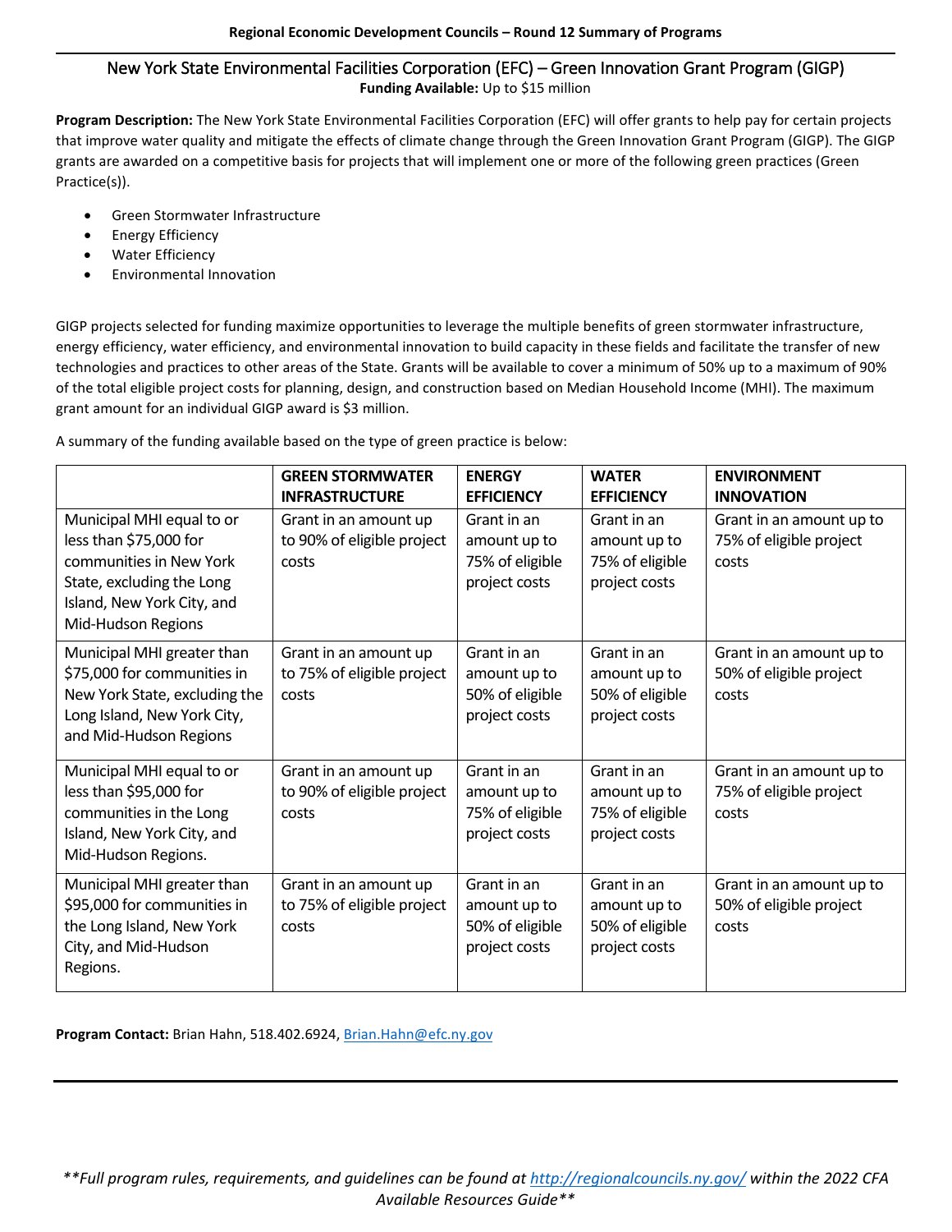## New York State Environmental Facilities Corporation (EFC) – Green Innovation Grant Program (GIGP)

**Funding Available:** Up to $15 million

**Program Description:** The New York State Environmental Facilities Corporation (EFC) will offer grants to help pay for certain projects that improve water quality and mitigate the effects of climate change through the Green Innovation Grant Program (GIGP). The GIGP grants are awarded on a competitive basis for projects that will implement one or more of the following green practices (Green Practice(s)).

- Green Stormwater Infrastructure
- Energy Efficiency
- Water Efficiency
- Environmental Innovation

GIGP projects selected for funding maximize opportunities to leverage the multiple benefits of green stormwater infrastructure, energy efficiency, water efficiency, and environmental innovation to build capacity in these fields and facilitate the transfer of new technologies and practices to other areas of the State. Grants will be available to cover a minimum of 50% up to a maximum of 90% of the total eligible project costs for planning, design, and construction based on Median Household Income (MHI). The maximum grant amount for an individual GIGP award is $3 million.

A summary of the funding available based on the type of green practice is below:

| | **GREEN STORMWATER INFRASTRUCTURE** | **ENERGY EFFICIENCY** | **WATER EFFICIENCY** | **ENVIRONMENT INNOVATION** |
|---|---|---|---|---|
| Municipal MHI equal to or less than $75,000 for communities in New York State, excluding the Long Island, New York City, and Mid-Hudson Regions | Grant in an amount up to 90% of eligible project costs | Grant in an amount up to 75% of eligible project costs | Grant in an amount up to 75% of eligible project costs | Grant in an amount up to 75% of eligible project costs |
| Municipal MHI greater than $75,000 for communities in New York State, excluding the Long Island, New York City, and Mid-Hudson Regions | Grant in an amount up to 75% of eligible project costs | Grant in an amount up to 50% of eligible project costs | Grant in an amount up to 50% of eligible project costs | Grant in an amount up to 50% of eligible project costs |
| Municipal MHI equal to or less than $95,000 for communities in the Long Island, New York City, and Mid-Hudson Regions. | Grant in an amount up to 90% of eligible project costs | Grant in an amount up to 75% of eligible project costs | Grant in an amount up to 75% of eligible project costs | Grant in an amount up to 75% of eligible project costs |
| Municipal MHI greater than $95,000 for communities in the Long Island, New York City, and Mid-Hudson Regions. | Grant in an amount up to 75% of eligible project costs | Grant in an amount up to 50% of eligible project costs | Grant in an amount up to 50% of eligible project costs | Grant in an amount up to 50% of eligible project costs |

**Program Contact:** Brian Hahn, 518.402.6924, Brian.Hahn@efc.ny.gov

*\*\*Full program rules, requirements, and guidelines can be found at http://regionalcouncils.ny.gov/ within the 2022 CFA Available Resources Guide\*\**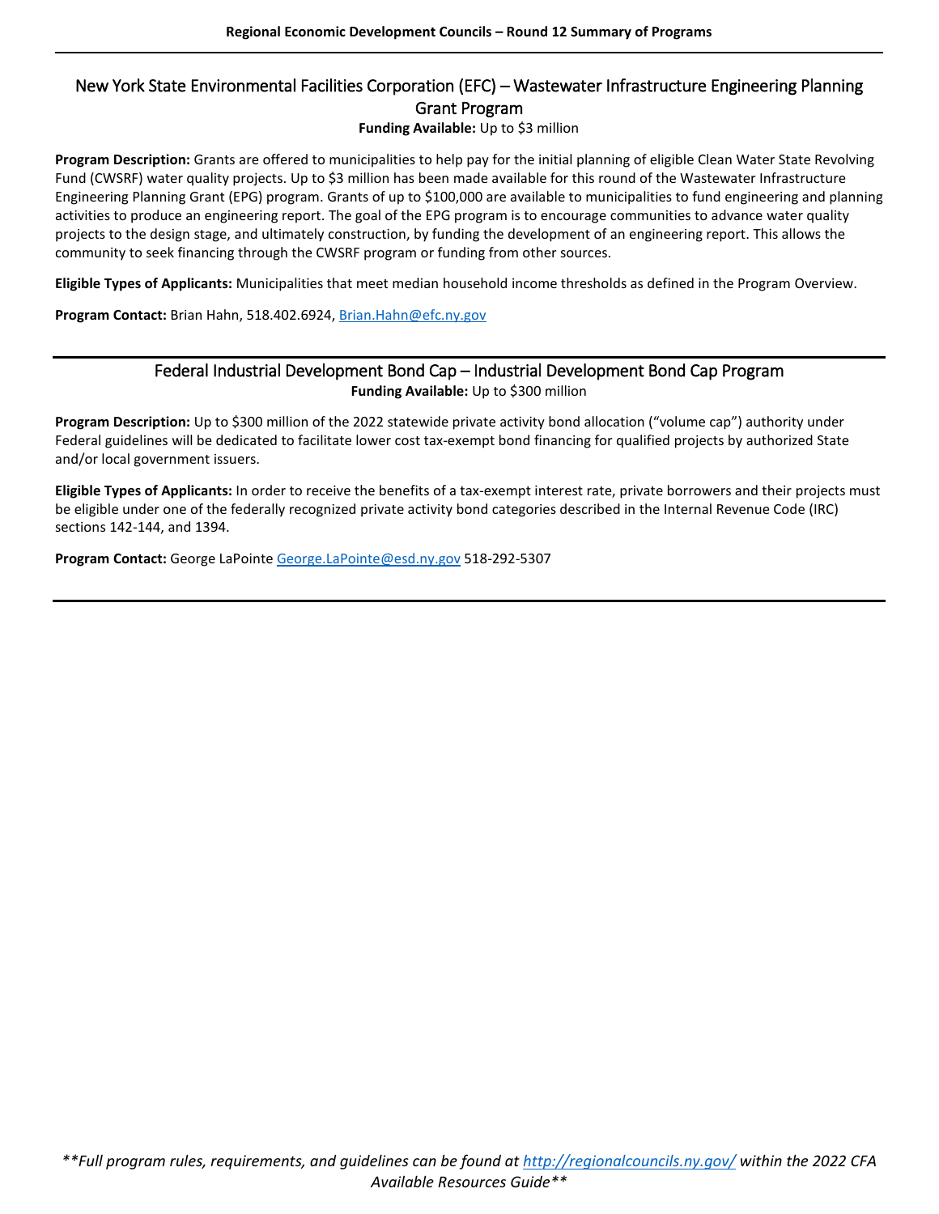## New York State Environmental Facilities Corporation (EFC) – Wastewater Infrastructure Engineering Planning Grant Program

**Funding Available:** Up to $3 million

**Program Description:** Grants are offered to municipalities to help pay for the initial planning of eligible Clean Water State Revolving Fund (CWSRF) water quality projects. Up to $3 million has been made available for this round of the Wastewater Infrastructure Engineering Planning Grant (EPG) program. Grants of up to $100,000 are available to municipalities to fund engineering and planning activities to produce an engineering report. The goal of the EPG program is to encourage communities to advance water quality projects to the design stage, and ultimately construction, by funding the development of an engineering report. This allows the community to seek financing through the CWSRF program or funding from other sources.

**Eligible Types of Applicants:** Municipalities that meet median household income thresholds as defined in the Program Overview.

**Program Contact:** Brian Hahn, 518.402.6924, Brian.Hahn@efc.ny.gov

## Federal Industrial Development Bond Cap – Industrial Development Bond Cap Program

**Funding Available:** Up to $300 million

**Program Description:** Up to $300 million of the 2022 statewide private activity bond allocation ("volume cap") authority under Federal guidelines will be dedicated to facilitate lower cost tax-exempt bond financing for qualified projects by authorized State and/or local government issuers.

**Eligible Types of Applicants:** In order to receive the benefits of a tax-exempt interest rate, private borrowers and their projects must be eligible under one of the federally recognized private activity bond categories described in the Internal Revenue Code (IRC) sections 142-144, and 1394.

**Program Contact:** George LaPointe George.LaPointe@esd.ny.gov 518-292-5307

***Full program rules, requirements, and guidelines can be found at http://regionalcouncils.ny.gov/ within the 2022 CFA Available Resources Guide***